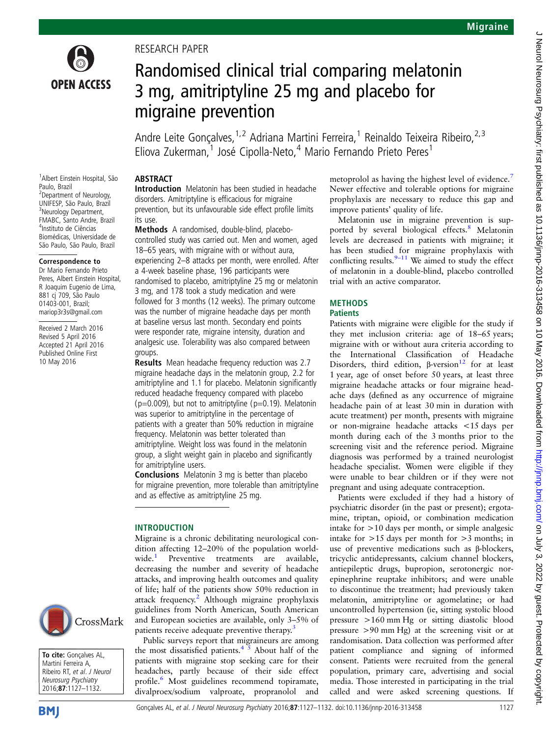RESEARCH PAPER

# Randomised clinical trial comparing melatonin 3 mg, amitriptyline 25 mg and placebo for migraine prevention

Andre Leite Gonçalves,[1,2] Adriana Martini Ferreira,[1] Reinaldo Teixeira Ribeiro,[2,3] Eliova Zukerman,[1] José Cipolla-Neto,[4] Mario Fernando Prieto Peres[1]

[1]Albert Einstein Hospital, São Paulo, Brazil
[2]Department of Neurology, UNIFESP, São Paulo, Brazil
[3]Neurology Department, FMABC, Santo Andre, Brazil
[4]Instituto de Ciências Biomédicas, Universidade de São Paulo, São Paulo, Brazil

**Correspondence to**
Dr Mario Fernando Prieto Peres, Albert Einstein Hospital, R Joaquim Eugenio de Lima, 881 cj 709, São Paulo 01403-001, Brazil; mariop3r3s@gmail.com

Received 2 March 2016
Revised 5 April 2016
Accepted 21 April 2016
Published Online First 10 May 2016

**To cite:** Gonçalves AL, Martini Ferreira A, Ribeiro RT, et al. J Neurol Neurosurg Psychiatry 2016;87:1127–1132.

## ABSTRACT

**Introduction** Melatonin has been studied in headache disorders. Amitriptyline is efficacious for migraine prevention, but its unfavourable side effect profile limits its use.

**Methods** A randomised, double-blind, placebo-controlled study was carried out. Men and women, aged 18–65 years, with migraine with or without aura, experiencing 2–8 attacks per month, were enrolled. After a 4-week baseline phase, 196 participants were randomised to placebo, amitriptyline 25 mg or melatonin 3 mg, and 178 took a study medication and were followed for 3 months (12 weeks). The primary outcome was the number of migraine headache days per month at baseline versus last month. Secondary end points were responder rate, migraine intensity, duration and analgesic use. Tolerability was also compared between groups.

**Results** Mean headache frequency reduction was 2.7 migraine headache days in the melatonin group, 2.2 for amitriptyline and 1.1 for placebo. Melatonin significantly reduced headache frequency compared with placebo (p=0.009), but not to amitriptyline (p=0.19). Melatonin was superior to amitriptyline in the percentage of patients with a greater than 50% reduction in migraine frequency. Melatonin was better tolerated than amitriptyline. Weight loss was found in the melatonin group, a slight weight gain in placebo and significantly for amitriptyline users.

**Conclusions** Melatonin 3 mg is better than placebo for migraine prevention, more tolerable than amitriptyline and as effective as amitriptyline 25 mg.

## INTRODUCTION

Migraine is a chronic debilitating neurological condition affecting 12–20% of the population worldwide.[1] Preventive treatments are available, decreasing the number and severity of headache attacks, and improving health outcomes and quality of life; half of the patients show 50% reduction in attack frequency.[2] Although migraine prophylaxis guidelines from North American, South American and European societies are available, only 3–5% of patients receive adequate preventive therapy.[3]

Public surveys report that migraineurs are among the most dissatisfied patients.[4 5] About half of the patients with migraine stop seeking care for their headaches, partly because of their side effect profile.[6] Most guidelines recommend topiramate, divalproex/sodium valproate, propranolol and metoprolol as having the highest level of evidence.[7] Newer effective and tolerable options for migraine prophylaxis are necessary to reduce this gap and improve patients' quality of life.

Melatonin use in migraine prevention is supported by several biological effects.[8] Melatonin levels are decreased in patients with migraine; it has been studied for migraine prophylaxis with conflicting results.[9–11] We aimed to study the effect of melatonin in a double-blind, placebo controlled trial with an active comparator.

## METHODS

### Patients

Patients with migraine were eligible for the study if they met inclusion criteria: age of 18–65 years; migraine with or without aura criteria according to the International Classification of Headache Disorders, third edition, β-version[12] for at least 1 year, age of onset before 50 years, at least three migraine headache attacks or four migraine headache days (defined as any occurrence of migraine headache pain of at least 30 min in duration with acute treatment) per month, presents with migraine or non-migraine headache attacks <15 days per month during each of the 3 months prior to the screening visit and the reference period. Migraine diagnosis was performed by a trained neurologist headache specialist. Women were eligible if they were unable to bear children or if they were not pregnant and using adequate contraception.

Patients were excluded if they had a history of psychiatric disorder (in the past or present); ergotamine, triptan, opioid, or combination medication intake for >10 days per month, or simple analgesic intake for >15 days per month for >3 months; in use of preventive medications such as β-blockers, tricyclic antidepressants, calcium channel blockers, antiepileptic drugs, bupropion, serotonergic norepinephrine reuptake inhibitors; and were unable to discontinue the treatment; had previously taken melatonin, amitriptyline or agomelatine; or had uncontrolled hypertension (ie, sitting systolic blood pressure >160 mm Hg or sitting diastolic blood pressure >90 mm Hg) at the screening visit or at randomisation. Data collection was performed after patient compliance and signing of informed consent. Patients were recruited from the general population, primary care, advertising and social media. Those interested in participating in the trial called and were asked screening questions. If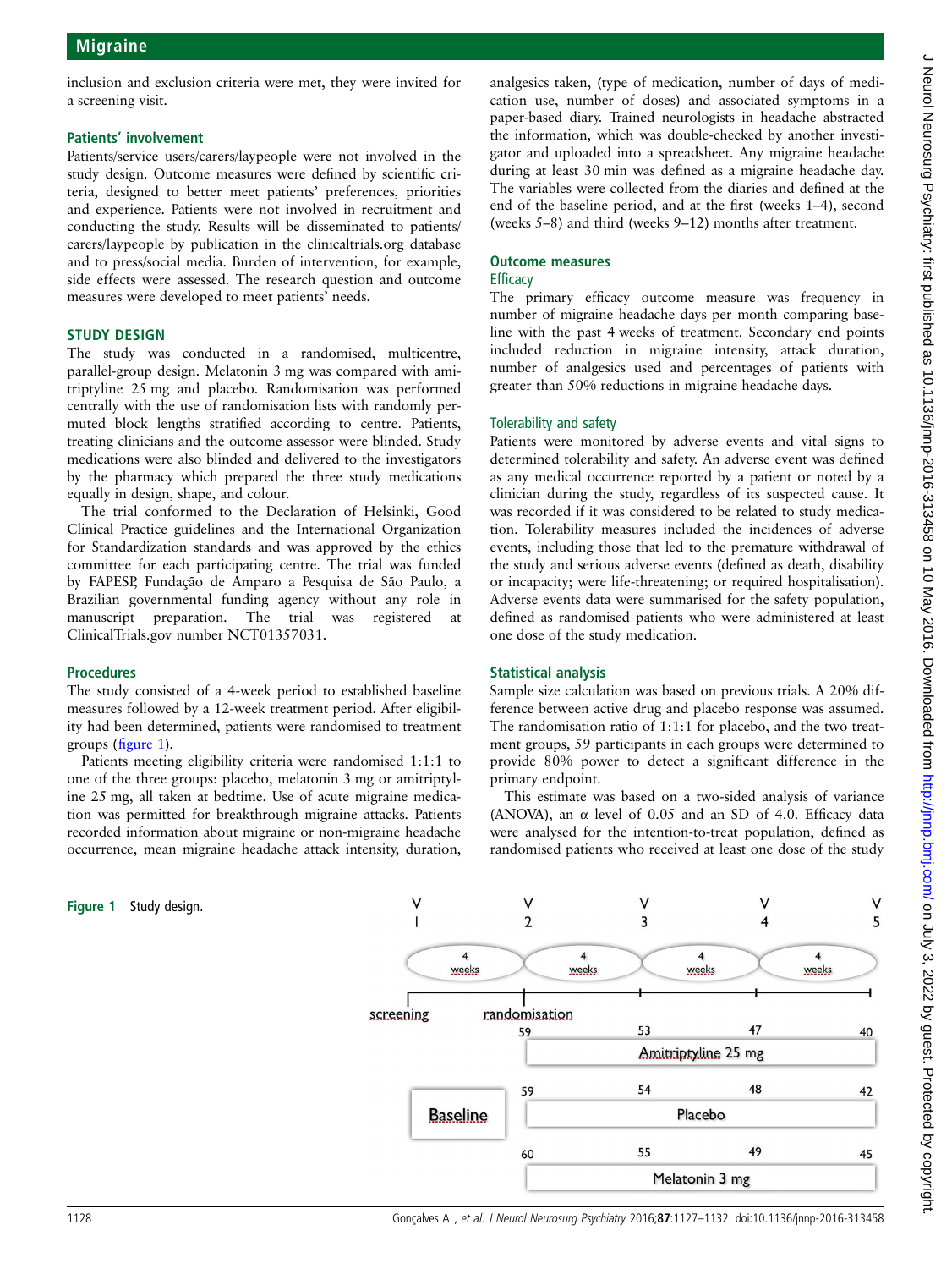inclusion and exclusion criteria were met, they were invited for a screening visit.

### Patients' involvement

Patients/service users/carers/laypeople were not involved in the study design. Outcome measures were defined by scientific criteria, designed to better meet patients' preferences, priorities and experience. Patients were not involved in recruitment and conducting the study. Results will be disseminated to patients/carers/laypeople by publication in the clinicaltrials.org database and to press/social media. Burden of intervention, for example, side effects were assessed. The research question and outcome measures were developed to meet patients' needs.

## STUDY DESIGN

The study was conducted in a randomised, multicentre, parallel-group design. Melatonin 3 mg was compared with amitriptyline 25 mg and placebo. Randomisation was performed centrally with the use of randomisation lists with randomly permuted block lengths stratified according to centre. Patients, treating clinicians and the outcome assessor were blinded. Study medications were also blinded and delivered to the investigators by the pharmacy which prepared the three study medications equally in design, shape, and colour.

The trial conformed to the Declaration of Helsinki, Good Clinical Practice guidelines and the International Organization for Standardization standards and was approved by the ethics committee for each participating centre. The trial was funded by FAPESP, Fundação de Amparo a Pesquisa de São Paulo, a Brazilian governmental funding agency without any role in manuscript preparation. The trial was registered at ClinicalTrials.gov number NCT01357031.

### Procedures

The study consisted of a 4-week period to established baseline measures followed by a 12-week treatment period. After eligibility had been determined, patients were randomised to treatment groups (figure 1).

Patients meeting eligibility criteria were randomised 1:1:1 to one of the three groups: placebo, melatonin 3 mg or amitriptyline 25 mg, all taken at bedtime. Use of acute migraine medication was permitted for breakthrough migraine attacks. Patients recorded information about migraine or non-migraine headache occurrence, mean migraine headache attack intensity, duration, analgesics taken, (type of medication, number of days of medication use, number of doses) and associated symptoms in a paper-based diary. Trained neurologists in headache abstracted the information, which was double-checked by another investigator and uploaded into a spreadsheet. Any migraine headache during at least 30 min was defined as a migraine headache day. The variables were collected from the diaries and defined at the end of the baseline period, and at the first (weeks 1–4), second (weeks 5–8) and third (weeks 9–12) months after treatment.

### Outcome measures

#### Efficacy

The primary efficacy outcome measure was frequency in number of migraine headache days per month comparing baseline with the past 4 weeks of treatment. Secondary end points included reduction in migraine intensity, attack duration, number of analgesics used and percentages of patients with greater than 50% reductions in migraine headache days.

#### Tolerability and safety

Patients were monitored by adverse events and vital signs to determined tolerability and safety. An adverse event was defined as any medical occurrence reported by a patient or noted by a clinician during the study, regardless of its suspected cause. It was recorded if it was considered to be related to study medication. Tolerability measures included the incidences of adverse events, including those that led to the premature withdrawal of the study and serious adverse events (defined as death, disability or incapacity; were life-threatening; or required hospitalisation). Adverse events data were summarised for the safety population, defined as randomised patients who were administered at least one dose of the study medication.

### Statistical analysis

Sample size calculation was based on previous trials. A 20% difference between active drug and placebo response was assumed. The randomisation ratio of 1:1:1 for placebo, and the two treatment groups, 59 participants in each groups were determined to provide 80% power to detect a significant difference in the primary endpoint.

This estimate was based on a two-sided analysis of variance (ANOVA), an α level of 0.05 and an SD of 4.0. Efficacy data were analysed for the intention-to-treat population, defined as randomised patients who received at least one dose of the study

| | V1 | V2 | V3 | V4 | V5 |
|---|---|---|---|---|---|
| | screening | randomisation | | | |
| | 4 weeks | 4 weeks | 4 weeks | 4 weeks | |
| Amitriptyline 25 mg | | 59 | 53 | 47 | 40 |
| Placebo | | 59 | 54 | 48 | 42 |
| Melatonin 3 mg | | 60 | 55 | 49 | 45 |

Baseline

**Figure 1** Study design.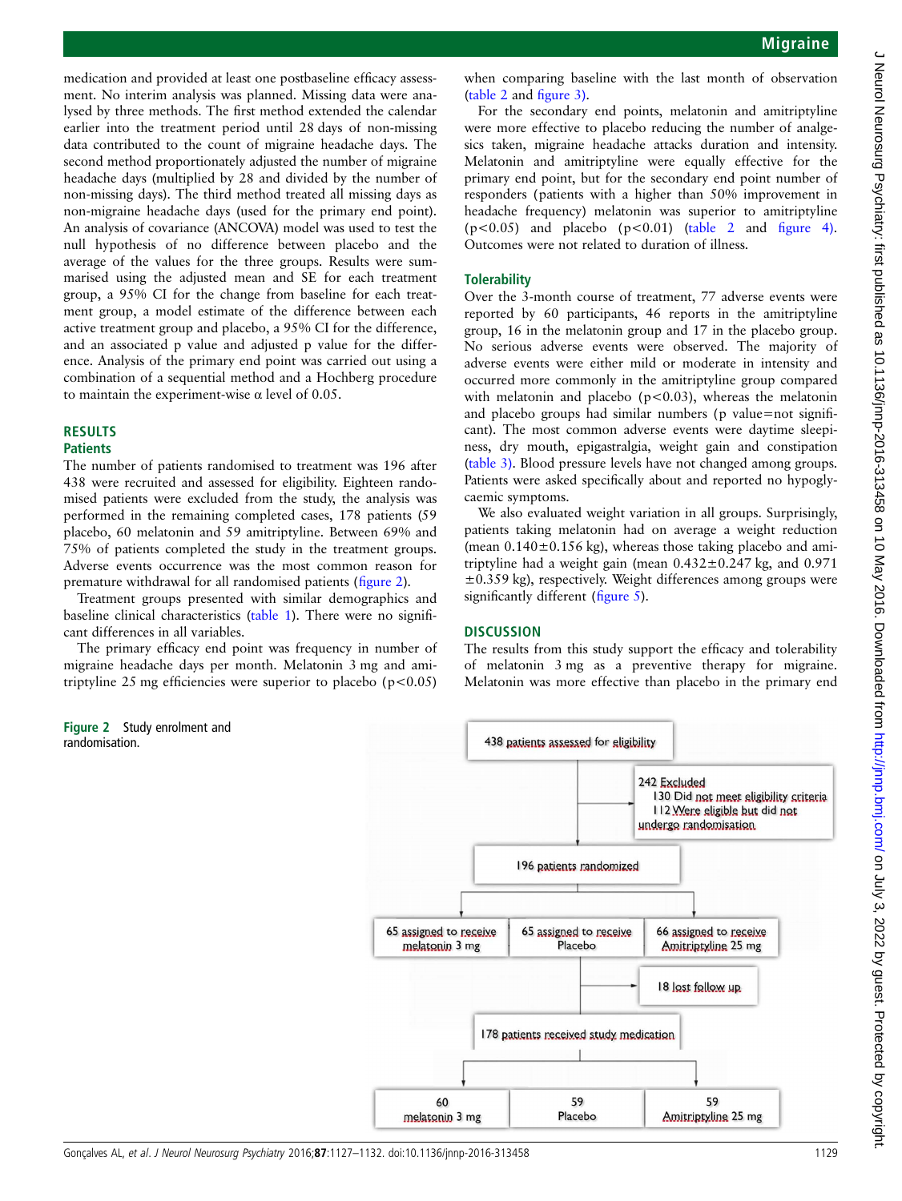medication and provided at least one postbaseline efficacy assessment. No interim analysis was planned. Missing data were analysed by three methods. The first method extended the calendar earlier into the treatment period until 28 days of non-missing data contributed to the count of migraine headache days. The second method proportionately adjusted the number of migraine headache days (multiplied by 28 and divided by the number of non-missing days). The third method treated all missing days as non-migraine headache days (used for the primary end point). An analysis of covariance (ANCOVA) model was used to test the null hypothesis of no difference between placebo and the average of the values for the three groups. Results were summarised using the adjusted mean and SE for each treatment group, a 95% CI for the change from baseline for each treatment group, a model estimate of the difference between each active treatment group and placebo, a 95% CI for the difference, and an associated p value and adjusted p value for the difference. Analysis of the primary end point was carried out using a combination of a sequential method and a Hochberg procedure to maintain the experiment-wise α level of 0.05.

## RESULTS

### Patients

The number of patients randomised to treatment was 196 after 438 were recruited and assessed for eligibility. Eighteen randomised patients were excluded from the study, the analysis was performed in the remaining completed cases, 178 patients (59 placebo, 60 melatonin and 59 amitriptyline. Between 69% and 75% of patients completed the study in the treatment groups. Adverse events occurrence was the most common reason for premature withdrawal for all randomised patients (figure 2).

Treatment groups presented with similar demographics and baseline clinical characteristics (table 1). There were no significant differences in all variables.

The primary efficacy end point was frequency in number of migraine headache days per month. Melatonin 3 mg and amitriptyline 25 mg efficiencies were superior to placebo ($p<0.05$) when comparing baseline with the last month of observation (table 2 and figure 3).

For the secondary end points, melatonin and amitriptyline were more effective to placebo reducing the number of analgesics taken, migraine headache attacks duration and intensity. Melatonin and amitriptyline were equally effective for the primary end point, but for the secondary end point number of responders (patients with a higher than 50% improvement in headache frequency) melatonin was superior to amitriptyline ($p<0.05$) and placebo ($p<0.01$) (table 2 and figure 4). Outcomes were not related to duration of illness.

### Tolerability

Over the 3-month course of treatment, 77 adverse events were reported by 60 participants, 46 reports in the amitriptyline group, 16 in the melatonin group and 17 in the placebo group. No serious adverse events were observed. The majority of adverse events were either mild or moderate in intensity and occurred more commonly in the amitriptyline group compared with melatonin and placebo ($p<0.03$), whereas the melatonin and placebo groups had similar numbers (p value=not significant). The most common adverse events were daytime sleepiness, dry mouth, epigastralgia, weight gain and constipation (table 3). Blood pressure levels have not changed among groups. Patients were asked specifically about and reported no hypoglycaemic symptoms.

We also evaluated weight variation in all groups. Surprisingly, patients taking melatonin had on average a weight reduction (mean $0.140\pm0.156$ kg), whereas those taking placebo and amitriptyline had a weight gain (mean $0.432\pm0.247$ kg, and $0.971\pm0.359$ kg), respectively. Weight differences among groups were significantly different (figure 5).

## DISCUSSION

The results from this study support the efficacy and tolerability of melatonin 3 mg as a preventive therapy for migraine. Melatonin was more effective than placebo in the primary end

438 patients assessed for eligibility

242 Excluded
- 130 Did not meet eligibility criteria
- 112 Were eligible but did not undergo randomisation

196 patients randomized

| 65 assigned to receive melatonin 3 mg | 65 assigned to receive Placebo | 66 assigned to receive Amitriptyline 25 mg |
|---|---|---|

18 lost follow up

178 patients received study medication

| 60 melatonin 3 mg | 59 Placebo | 59 Amitriptyline 25 mg |
|---|---|---|

**Figure 2** Study enrolment and randomisation.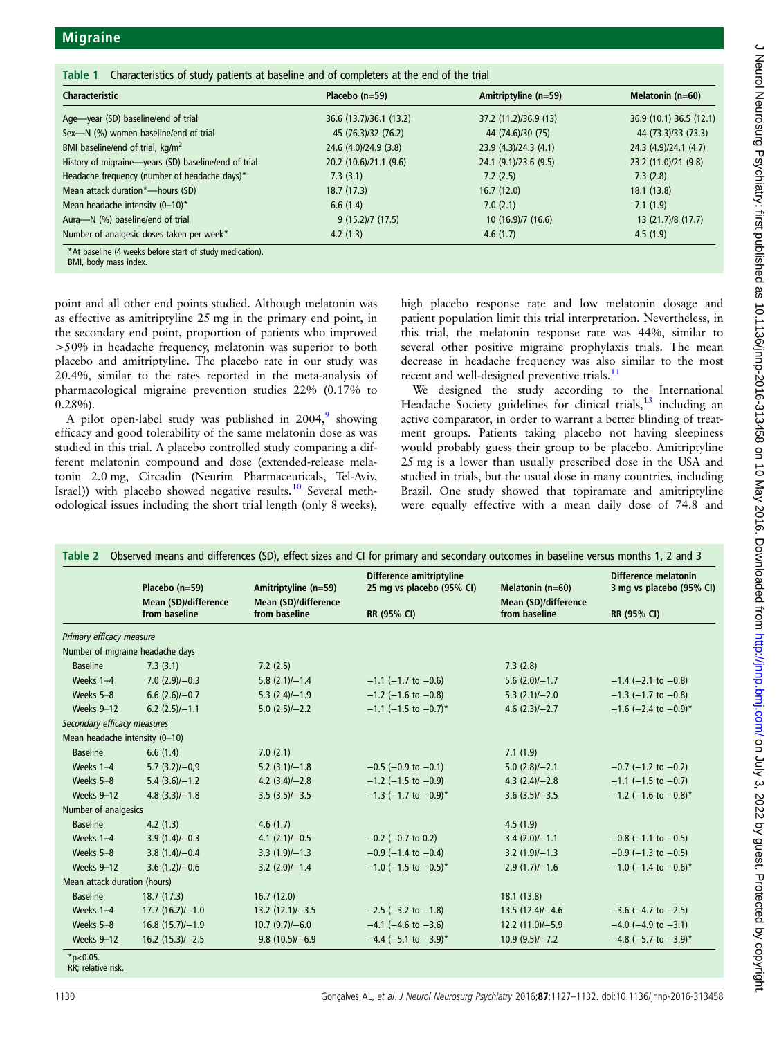**Table 1** Characteristics of study patients at baseline and of completers at the end of the trial

| Characteristic | Placebo (n=59) | Amitriptyline (n=59) | Melatonin (n=60) |
|---|---|---|---|
| Age—year (SD) baseline/end of trial | 36.6 (13.7)/36.1 (13.2) | 37.2 (11.2)/36.9 (13) | 36.9 (10.1) 36.5 (12.1) |
| Sex—N (%) women baseline/end of trial | 45 (76.3)/32 (76.2) | 44 (74.6)/30 (75) | 44 (73.3)/33 (73.3) |
| BMI baseline/end of trial, kg/m$^2$ | 24.6 (4.0)/24.9 (3.8) | 23.9 (4.3)/24.3 (4.1) | 24.3 (4.9)/24.1 (4.7) |
| History of migraine—years (SD) baseline/end of trial | 20.2 (10.6)/21.1 (9.6) | 24.1 (9.1)/23.6 (9.5) | 23.2 (11.0)/21 (9.8) |
| Headache frequency (number of headache days)* | 7.3 (3.1) | 7.2 (2.5) | 7.3 (2.8) |
| Mean attack duration*—hours (SD) | 18.7 (17.3) | 16.7 (12.0) | 18.1 (13.8) |
| Mean headache intensity (0–10)* | 6.6 (1.4) | 7.0 (2.1) | 7.1 (1.9) |
| Aura—N (%) baseline/end of trial | 9 (15.2)/7 (17.5) | 10 (16.9)/7 (16.6) | 13 (21.7)/8 (17.7) |
| Number of analgesic doses taken per week* | 4.2 (1.3) | 4.6 (1.7) | 4.5 (1.9) |

*At baseline (4 weeks before start of study medication).
BMI, body mass index.

point and all other end points studied. Although melatonin was as effective as amitriptyline 25 mg in the primary end point, in the secondary end point, proportion of patients who improved >50% in headache frequency, melatonin was superior to both placebo and amitriptyline. The placebo rate in our study was 20.4%, similar to the rates reported in the meta-analysis of pharmacological migraine prevention studies 22% (0.17% to 0.28%).

A pilot open-label study was published in 2004,[9] showing efficacy and good tolerability of the same melatonin dose as was studied in this trial. A placebo controlled study comparing a different melatonin compound and dose (extended-release melatonin 2.0 mg, Circadin (Neurim Pharmaceuticals, Tel-Aviv, Israel)) with placebo showed negative results.[10] Several methodological issues including the short trial length (only 8 weeks), high placebo response rate and low melatonin dosage and patient population limit this trial interpretation. Nevertheless, in this trial, the melatonin response rate was 44%, similar to several other positive migraine prophylaxis trials. The mean decrease in headache frequency was also similar to the most recent and well-designed preventive trials.[11]

We designed the study according to the International Headache Society guidelines for clinical trials,[13] including an active comparator, in order to warrant a better blinding of treatment groups. Patients taking placebo not having sleepiness would probably guess their group to be placebo. Amitriptyline 25 mg is a lower than usually prescribed dose in the USA and studied in trials, but the usual dose in many countries, including Brazil. One study showed that topiramate and amitriptyline were equally effective with a mean daily dose of 74.8 and

**Table 2** Observed means and differences (SD), effect sizes and CI for primary and secondary outcomes in baseline versus months 1, 2 and 3

| | Placebo (n=59) | Amitriptyline (n=59) | Difference amitriptyline 25 mg vs placebo (95% CI) | Melatonin (n=60) | Difference melatonin 3 mg vs placebo (95% CI) |
|---|---|---|---|---|---|
| | Mean (SD)/difference from baseline | Mean (SD)/difference from baseline | RR (95% CI) | Mean (SD)/difference from baseline | RR (95% CI) |
| *Primary efficacy measure* | | | | | |
| Number of migraine headache days | | | | | |
| Baseline | 7.3 (3.1) | 7.2 (2.5) | | 7.3 (2.8) | |
| Weeks 1–4 | 7.0 (2.9)/−0.3 | 5.8 (2.1)/−1.4 | −1.1 (−1.7 to −0.6) | 5.6 (2.0)/−1.7 | −1.4 (−2.1 to −0.8) |
| Weeks 5–8 | 6.6 (2.6)/−0.7 | 5.3 (2.4)/−1.9 | −1.2 (−1.6 to −0.8) | 5.3 (2.1)/−2.0 | −1.3 (−1.7 to −0.8) |
| Weeks 9–12 | 6.2 (2.5)/−1.1 | 5.0 (2.5)/−2.2 | −1.1 (−1.5 to −0.7)* | 4.6 (2.3)/−2.7 | −1.6 (−2.4 to −0.9)* |
| *Secondary efficacy measures* | | | | | |
| Mean headache intensity (0–10) | | | | | |
| Baseline | 6.6 (1.4) | 7.0 (2.1) | | 7.1 (1.9) | |
| Weeks 1–4 | 5.7 (3.2)/−0,9 | 5.2 (3.1)/−1.8 | −0.5 (−0.9 to −0.1) | 5.0 (2.8)/−2.1 | −0.7 (−1.2 to −0.2) |
| Weeks 5–8 | 5.4 (3.6)/−1.2 | 4.2 (3.4)/−2.8 | −1.2 (−1.5 to −0.9) | 4.3 (2.4)/−2.8 | −1.1 (−1.5 to −0.7) |
| Weeks 9–12 | 4.8 (3.3)/−1.8 | 3.5 (3.5)/−3.5 | −1.3 (−1.7 to −0.9)* | 3.6 (3.5)/−3.5 | −1.2 (−1.6 to −0.8)* |
| Number of analgesics | | | | | |
| Baseline | 4.2 (1.3) | 4.6 (1.7) | | 4.5 (1.9) | |
| Weeks 1–4 | 3.9 (1.4)/−0.3 | 4.1 (2.1)/−0.5 | −0.2 (−0.7 to 0.2) | 3.4 (2.0)/−1.1 | −0.8 (−1.1 to −0.5) |
| Weeks 5–8 | 3.8 (1.4)/−0.4 | 3.3 (1.9)/−1.3 | −0.9 (−1.4 to −0.4) | 3.2 (1.9)/−1.3 | −0.9 (−1.3 to −0.5) |
| Weeks 9–12 | 3.6 (1.2)/−0.6 | 3.2 (2.0)/−1.4 | −1.0 (−1.5 to −0.5)* | 2.9 (1.7)/−1.6 | −1.0 (−1.4 to −0.6)* |
| Mean attack duration (hours) | | | | | |
| Baseline | 18.7 (17.3) | 16.7 (12.0) | | 18.1 (13.8) | |
| Weeks 1–4 | 17.7 (16.2)/−1.0 | 13.2 (12.1)/−3.5 | −2.5 (−3.2 to −1.8) | 13.5 (12.4)/−4.6 | −3.6 (−4.7 to −2.5) |
| Weeks 5–8 | 16.8 (15.7)/−1.9 | 10.7 (9.7)/−6.0 | −4.1 (−4.6 to −3.6) | 12.2 (11.0)/−5.9 | −4.0 (−4.9 to −3.1) |
| Weeks 9–12 | 16.2 (15.3)/−2.5 | 9.8 (10.5)/−6.9 | −4.4 (−5.1 to −3.9)* | 10.9 (9.5)/−7.2 | −4.8 (−5.7 to −3.9)* |

*$p<0.05$.
RR; relative risk.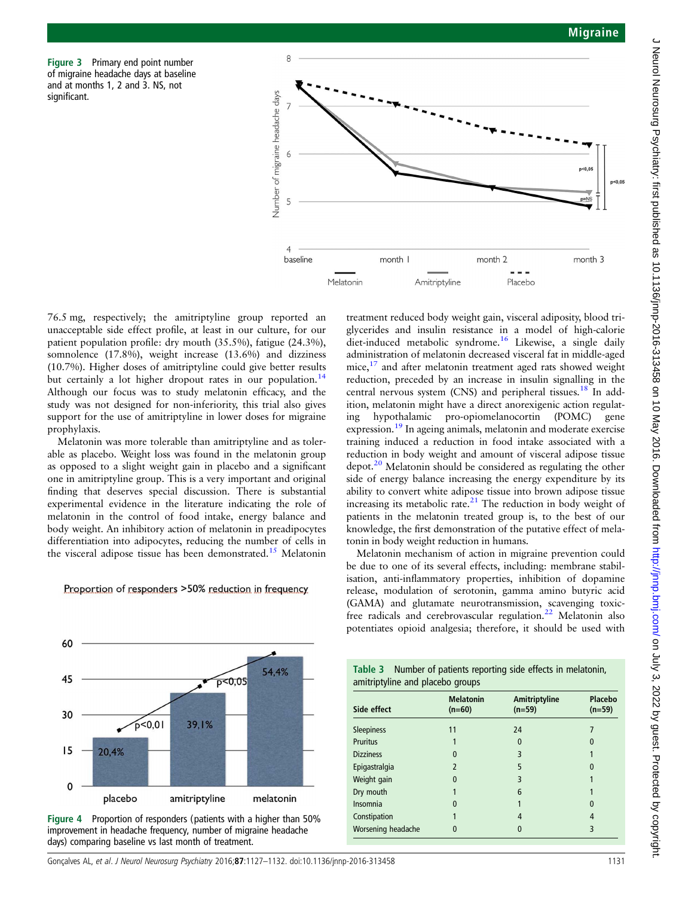Figure 3 Primary end point number of migraine headache days at baseline and at months 1, 2 and 3. NS, not significant.

76.5 mg, respectively; the amitriptyline group reported an unacceptable side effect profile, at least in our culture, for our patient population profile: dry mouth (35.5%), fatigue (24.3%), somnolence (17.8%), weight increase (13.6%) and dizziness (10.7%). Higher doses of amitriptyline could give better results but certainly a lot higher dropout rates in our population.[14] Although our focus was to study melatonin efficacy, and the study was not designed for non-inferiority, this trial also gives support for the use of amitriptyline in lower doses for migraine prophylaxis.

Melatonin was more tolerable than amitriptyline and as tolerable as placebo. Weight loss was found in the melatonin group as opposed to a slight weight gain in placebo and a significant one in amitriptyline group. This is a very important and original finding that deserves special discussion. There is substantial experimental evidence in the literature indicating the role of melatonin in the control of food intake, energy balance and body weight. An inhibitory action of melatonin in preadipocytes differentiation into adipocytes, reducing the number of cells in the visceral adipose tissue has been demonstrated.[15] Melatonin treatment reduced body weight gain, visceral adiposity, blood triglycerides and insulin resistance in a model of high-calorie diet-induced metabolic syndrome.[16] Likewise, a single daily administration of melatonin decreased visceral fat in middle-aged mice,[17] and after melatonin treatment aged rats showed weight reduction, preceded by an increase in insulin signalling in the central nervous system (CNS) and peripheral tissues.[18] In addition, melatonin might have a direct anorexigenic action regulating hypothalamic pro-opiomelanocortin (POMC) gene expression.[19] In ageing animals, melatonin and moderate exercise training induced a reduction in food intake associated with a reduction in body weight and amount of visceral adipose tissue depot.[20] Melatonin should be considered as regulating the other side of energy balance increasing the energy expenditure by its ability to convert white adipose tissue into brown adipose tissue increasing its metabolic rate.[21] The reduction in body weight of patients in the melatonin treated group is, to the best of our knowledge, the first demonstration of the putative effect of melatonin in body weight reduction in humans.

Melatonin mechanism of action in migraine prevention could be due to one of its several effects, including: membrane stabilisation, anti-inflammatory properties, inhibition of dopamine release, modulation of serotonin, gamma amino butyric acid (GAMA) and glutamate neurotransmission, scavenging toxic-free radicals and cerebrovascular regulation.[22] Melatonin also potentiates opioid analgesia; therefore, it should be used with

Figure 4 Proportion of responders (patients with a higher than 50% improvement in headache frequency, number of migraine headache days) comparing baseline vs last month of treatment.

Table 3 Number of patients reporting side effects in melatonin, amitriptyline and placebo groups

| Side effect | Melatonin (n=60) | Amitriptyline (n=59) | Placebo (n=59) |
|---|---|---|---|
| Sleepiness | 11 | 24 | 7 |
| Pruritus | 1 | 0 | 0 |
| Dizziness | 0 | 3 | 1 |
| Epigastralgia | 2 | 5 | 0 |
| Weight gain | 0 | 3 | 1 |
| Dry mouth | 1 | 6 | 1 |
| Insomnia | 0 | 1 | 0 |
| Constipation | 1 | 4 | 4 |
| Worsening headache | 0 | 0 | 3 |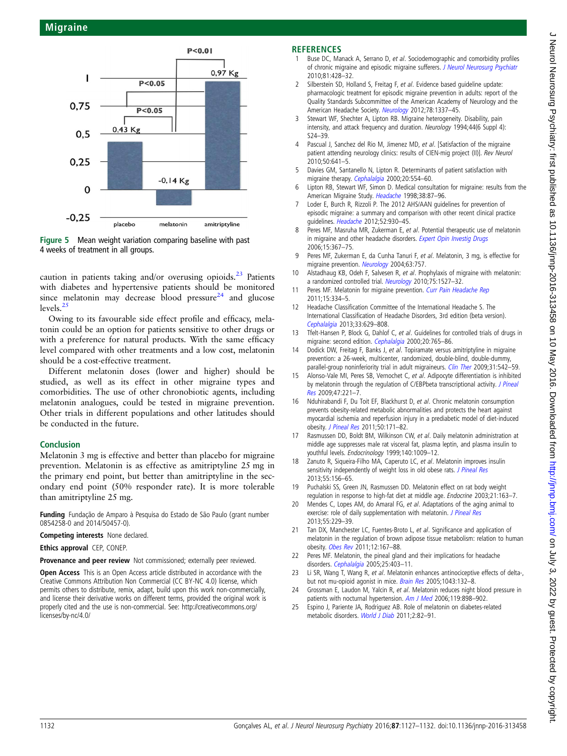P<0.01

1

0,97 Kg

P<0.05

0,75

P<0.05

0,5

0,43 Kg

0,25

-0,14 Kg

0

-0,25

placebo

melatonin

amitriptyline

**Figure 5** Mean weight variation comparing baseline with past 4 weeks of treatment in all groups.

caution in patients taking and/or overusing opioids.[23] Patients with diabetes and hypertensive patients should be monitored since melatonin may decrease blood pressure[24] and glucose levels.[25]

Owing to its favourable side effect profile and efficacy, melatonin could be an option for patients sensitive to other drugs or with a preference for natural products. With the same efficacy level compared with other treatments and a low cost, melatonin should be a cost-effective treatment.

Different melatonin doses (lower and higher) should be studied, as well as its effect in other migraine types and comorbidities. The use of other chronobiotic agents, including melatonin analogues, could be tested in migraine prevention. Other trials in different populations and other latitudes should be conducted in the future.

## Conclusion

Melatonin 3 mg is effective and better than placebo for migraine prevention. Melatonin is as effective as amitriptyline 25 mg in the primary end point, but better than amitriptyline in the secondary end point (50% responder rate). It is more tolerable than amitriptyline 25 mg.

**Funding** Fundação de Amparo à Pesquisa do Estado de São Paulo (grant number 0854258-0 and 2014/50457-0).

**Competing interests** None declared.

**Ethics approval** CEP, CONEP.

**Provenance and peer review** Not commissioned; externally peer reviewed.

**Open Access** This is an Open Access article distributed in accordance with the Creative Commons Attribution Non Commercial (CC BY-NC 4.0) license, which permits others to distribute, remix, adapt, build upon this work non-commercially, and license their derivative works on different terms, provided the original work is properly cited and the use is non-commercial. See: http://creativecommons.org/licenses/by-nc/4.0/

## REFERENCES

1. Buse DC, Manack A, Serrano D, *et al*. Sociodemographic and comorbidity profiles of chronic migraine and episodic migraine sufferers. *J Neurol Neurosurg Psychiatr* 2010;81:428–32.
2. Silberstein SD, Holland S, Freitag F, *et al*. Evidence based guideline update: pharmacologic treatment for episodic migraine prevention in adults: report of the Quality Standards Subcommittee of the American Academy of Neurology and the American Headache Society. *Neurology* 2012;78:1337–45.
3. Stewart WF, Shechter A, Lipton RB. Migraine heterogeneity. Disability, pain intensity, and attack frequency and duration. *Neurology* 1994;44(6 Suppl 4):S24–39.
4. Pascual J, Sanchez del Rio M, Jimenez MD, *et al*. [Satisfaction of the migraine patient attending neurology clinics: results of CIEN-mig project (II)]. *Rev Neurol* 2010;50:641–5.
5. Davies GM, Santanello N, Lipton R. Determinants of patient satisfaction with migraine therapy. *Cephalalgia* 2000;20:554–60.
6. Lipton RB, Stewart WF, Simon D. Medical consultation for migraine: results from the American Migraine Study. *Headache* 1998;38:87–96.
7. Loder E, Burch R, Rizzoli P. The 2012 AHS/AAN guidelines for prevention of episodic migraine: a summary and comparison with other recent clinical practice guidelines. *Headache* 2012;52:930–45.
8. Peres MF, Masruha MR, Zukerman E, *et al*. Potential therapeutic use of melatonin in migraine and other headache disorders. *Expert Opin Investig Drugs* 2006;15:367–75.
9. Peres MF, Zukerman E, da Cunha Tanuri F, *et al*. Melatonin, 3 mg, is effective for migraine prevention. *Neurology* 2004;63:757.
10. Alstadhaug KB, Odeh F, Salvesen R, *et al*. Prophylaxis of migraine with melatonin: a randomized controlled trial. *Neurology* 2010;75:1527–32.
11. Peres MF. Melatonin for migraine prevention. *Curr Pain Headache Rep* 2011;15:334–5.
12. Headache Classification Committee of the International Headache S. The International Classification of Headache Disorders, 3rd edition (beta version). *Cephalalgia* 2013;33:629–808.
13. Tfelt-Hansen P, Block G, Dahlof C, *et al*. Guidelines for controlled trials of drugs in migraine: second edition. *Cephalalgia* 2000;20:765–86.
14. Dodick DW, Freitag F, Banks J, *et al*. Topiramate versus amitriptyline in migraine prevention: a 26-week, multicenter, randomized, double-blind, double-dummy, parallel-group noninferiority trial in adult migraineurs. *Clin Ther* 2009;31:542–59.
15. Alonso-Vale MI, Peres SB, Vernochet C, *et al*. Adipocyte differentiation is inhibited by melatonin through the regulation of C/EBPbeta transcriptional activity. *J Pineal Res* 2009;47:221–7.
16. Nduhirabandi F, Du Toit EF, Blackhurst D, *et al*. Chronic melatonin consumption prevents obesity-related metabolic abnormalities and protects the heart against myocardial ischemia and reperfusion injury in a prediabetic model of diet-induced obesity. *J Pineal Res* 2011;50:171–82.
17. Rasmussen DD, Boldt BM, Wilkinson CW, *et al*. Daily melatonin administration at middle age suppresses male rat visceral fat, plasma leptin, and plasma insulin to youthful levels. *Endocrinology* 1999;140:1009–12.
18. Zanuto R, Siqueira-Filho MA, Caperuto LC, *et al*. Melatonin improves insulin sensitivity independently of weight loss in old obese rats. *J Pineal Res* 2013;55:156–65.
19. Puchalski SS, Green JN, Rasmussen DD. Melatonin effect on rat body weight regulation in response to high-fat diet at middle age. *Endocrine* 2003;21:163–7.
20. Mendes C, Lopes AM, do Amaral FG, *et al*. Adaptations of the aging animal to exercise: role of daily supplementation with melatonin. *J Pineal Res* 2013;55:229–39.
21. Tan DX, Manchester LC, Fuentes-Broto L, *et al*. Significance and application of melatonin in the regulation of brown adipose tissue metabolism: relation to human obesity. *Obes Rev* 2011;12:167–88.
22. Peres MF. Melatonin, the pineal gland and their implications for headache disorders. *Cephalalgia* 2005;25:403–11.
23. Li SR, Wang T, Wang R, *et al*. Melatonin enhances antinociceptive effects of delta-, but not mu-opioid agonist in mice. *Brain Res* 2005;1043:132–8.
24. Grossman E, Laudon M, Yalcin R, *et al*. Melatonin reduces night blood pressure in patients with nocturnal hypertension. *Am J Med* 2006;119:898–902.
25. Espino J, Pariente JA, Rodriguez AB. Role of melatonin on diabetes-related metabolic disorders. *World J Diab* 2011;2:82–91.